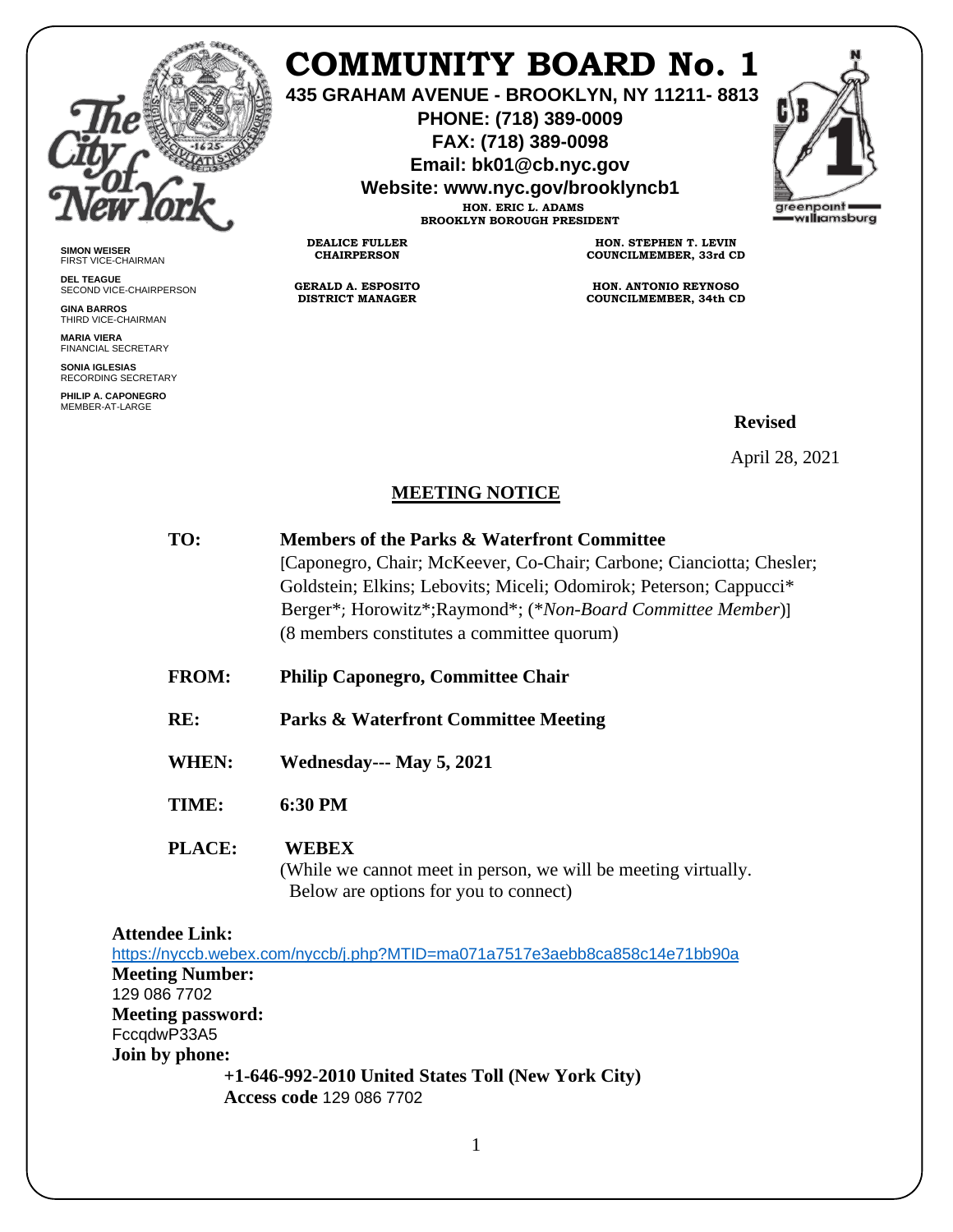# COMMUNITY BOARD No. 1

**435 GRAHAM AVENUE - BROOKLYN, NY 11211- 8813**
**PHONE: (718) 389-0009**
**FAX: (718) 389-0098**
**Email: bk01@cb.nyc.gov**
**Website: www.nyc.gov/brooklyncb1**

**HON. ERIC L. ADAMS**
**BROOKLYN BOROUGH PRESIDENT**

**DEALICE FULLER**
**CHAIRPERSON**

**GERALD A. ESPOSITO**
**DISTRICT MANAGER**

**HON. STEPHEN T. LEVIN**
**COUNCILMEMBER, 33rd CD**

**HON. ANTONIO REYNOSO**
**COUNCILMEMBER, 34th CD**

**SIMON WEISER**
FIRST VICE-CHAIRMAN

**DEL TEAGUE**
SECOND VICE-CHAIRPERSON

**GINA BARROS**
THIRD VICE-CHAIRMAN

**MARIA VIERA**
FINANCIAL SECRETARY

**SONIA IGLESIAS**
RECORDING SECRETARY

**PHILIP A. CAPONEGRO**
MEMBER-AT-LARGE

greenpoint williamsburg

**Revised**

April 28, 2021

## MEETING NOTICE

**TO:** **Members of the Parks & Waterfront Committee**
[Caponegro, Chair; McKeever, Co-Chair; Carbone; Cianciotta; Chesler; Goldstein; Elkins; Lebovits; Miceli; Odomirok; Peterson; Cappucci* Berger*; Horowitz*;Raymond*; (*Non-Board Committee Member)]
(8 members constitutes a committee quorum)

**FROM:** **Philip Caponegro, Committee Chair**

**RE:** **Parks & Waterfront Committee Meeting**

**WHEN:** **Wednesday--- May 5, 2021**

**TIME:** **6:30 PM**

**PLACE:** **WEBEX**
(While we cannot meet in person, we will be meeting virtually. Below are options for you to connect)

**Attendee Link:**
https://nyccb.webex.com/nyccb/j.php?MTID=ma071a7517e3aebb8ca858c14e71bb90a

**Meeting Number:**
129 086 7702

**Meeting password:**
FccqdwP33A5

**Join by phone:**
**+1-646-992-2010 United States Toll (New York City)**
**Access code** 129 086 7702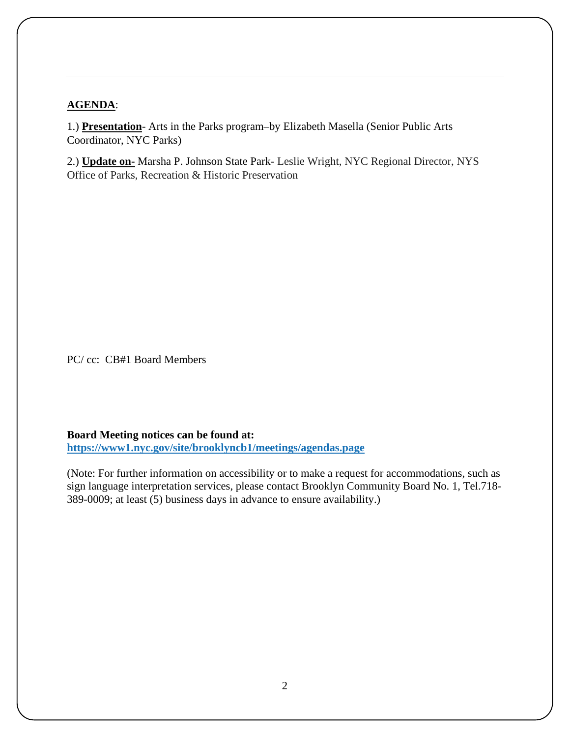**AGENDA**:

1.) **Presentation**- Arts in the Parks program–by Elizabeth Masella (Senior Public Arts Coordinator, NYC Parks)

2.) **Update on-** Marsha P. Johnson State Park- Leslie Wright, NYC Regional Director, NYS Office of Parks, Recreation & Historic Preservation

PC/ cc: CB#1 Board Members

---

**Board Meeting notices can be found at:**
**https://www1.nyc.gov/site/brooklyncb1/meetings/agendas.page**

(Note: For further information on accessibility or to make a request for accommodations, such as sign language interpretation services, please contact Brooklyn Community Board No. 1, Tel.718-389-0009; at least (5) business days in advance to ensure availability.)